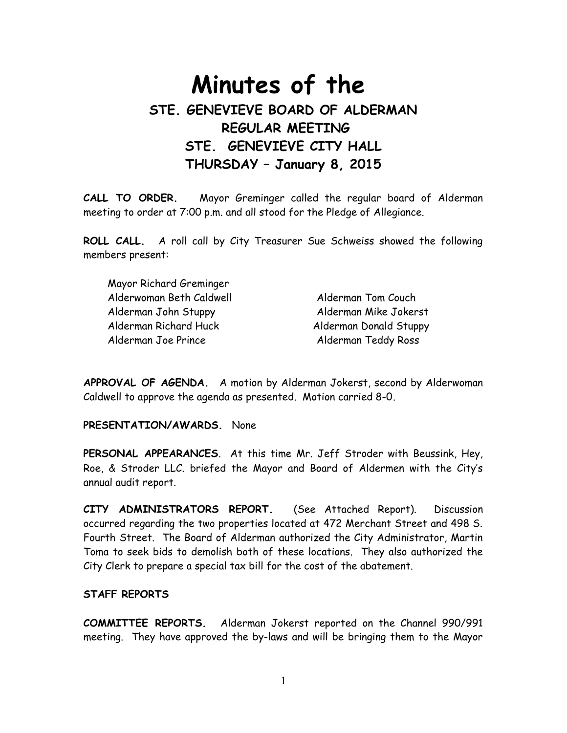# Minutes of the

## STE. GENEVIEVE BOARD OF ALDERMAN
## REGULAR MEETING
## STE. GENEVIEVE CITY HALL
## THURSDAY – January 8, 2015

**CALL TO ORDER.** Mayor Greminger called the regular board of Alderman meeting to order at 7:00 p.m. and all stood for the Pledge of Allegiance.

**ROLL CALL.** A roll call by City Treasurer Sue Schweiss showed the following members present:

Mayor Richard Greminger
Alderwoman Beth Caldwell
Alderman John Stuppy
Alderman Richard Huck
Alderman Joe Prince
Alderman Tom Couch
Alderman Mike Jokerst
Alderman Donald Stuppy
Alderman Teddy Ross

**APPROVAL OF AGENDA.** A motion by Alderman Jokerst, second by Alderwoman Caldwell to approve the agenda as presented. Motion carried 8-0.

**PRESENTATION/AWARDS.** None

**PERSONAL APPEARANCES**. At this time Mr. Jeff Stroder with Beussink, Hey, Roe, & Stroder LLC. briefed the Mayor and Board of Aldermen with the City's annual audit report.

**CITY ADMINISTRATORS REPORT.** (See Attached Report). Discussion occurred regarding the two properties located at 472 Merchant Street and 498 S. Fourth Street. The Board of Alderman authorized the City Administrator, Martin Toma to seek bids to demolish both of these locations. They also authorized the City Clerk to prepare a special tax bill for the cost of the abatement.

**STAFF REPORTS**

**COMMITTEE REPORTS.** Alderman Jokerst reported on the Channel 990/991 meeting. They have approved the by-laws and will be bringing them to the Mayor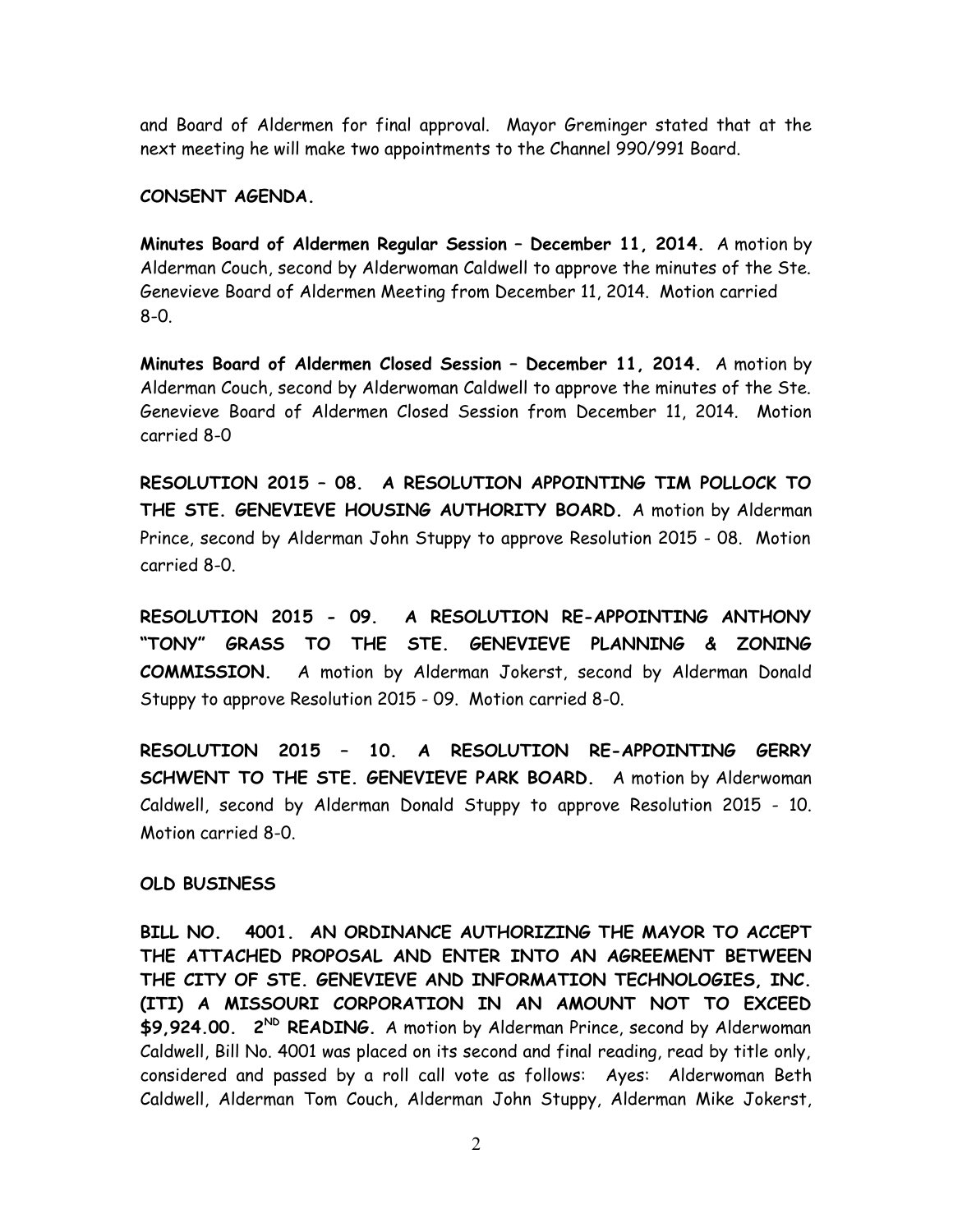and Board of Aldermen for final approval. Mayor Greminger stated that at the next meeting he will make two appointments to the Channel 990/991 Board.

**CONSENT AGENDA.**

**Minutes Board of Aldermen Regular Session – December 11, 2014.** A motion by Alderman Couch, second by Alderwoman Caldwell to approve the minutes of the Ste. Genevieve Board of Aldermen Meeting from December 11, 2014. Motion carried 8-0.

**Minutes Board of Aldermen Closed Session – December 11, 2014.** A motion by Alderman Couch, second by Alderwoman Caldwell to approve the minutes of the Ste. Genevieve Board of Aldermen Closed Session from December 11, 2014. Motion carried 8-0

**RESOLUTION 2015 – 08. A RESOLUTION APPOINTING TIM POLLOCK TO THE STE. GENEVIEVE HOUSING AUTHORITY BOARD.** A motion by Alderman Prince, second by Alderman John Stuppy to approve Resolution 2015 - 08. Motion carried 8-0.

**RESOLUTION 2015 - 09. A RESOLUTION RE-APPOINTING ANTHONY "TONY" GRASS TO THE STE. GENEVIEVE PLANNING & ZONING COMMISSION.** A motion by Alderman Jokerst, second by Alderman Donald Stuppy to approve Resolution 2015 - 09. Motion carried 8-0.

**RESOLUTION 2015 – 10. A RESOLUTION RE-APPOINTING GERRY SCHWENT TO THE STE. GENEVIEVE PARK BOARD.** A motion by Alderwoman Caldwell, second by Alderman Donald Stuppy to approve Resolution 2015 - 10. Motion carried 8-0.

**OLD BUSINESS**

**BILL NO. 4001. AN ORDINANCE AUTHORIZING THE MAYOR TO ACCEPT THE ATTACHED PROPOSAL AND ENTER INTO AN AGREEMENT BETWEEN THE CITY OF STE. GENEVIEVE AND INFORMATION TECHNOLOGIES, INC. (ITI) A MISSOURI CORPORATION IN AN AMOUNT NOT TO EXCEED $9,924.00. 2ND READING.** A motion by Alderman Prince, second by Alderwoman Caldwell, Bill No. 4001 was placed on its second and final reading, read by title only, considered and passed by a roll call vote as follows: Ayes: Alderwoman Beth Caldwell, Alderman Tom Couch, Alderman John Stuppy, Alderman Mike Jokerst,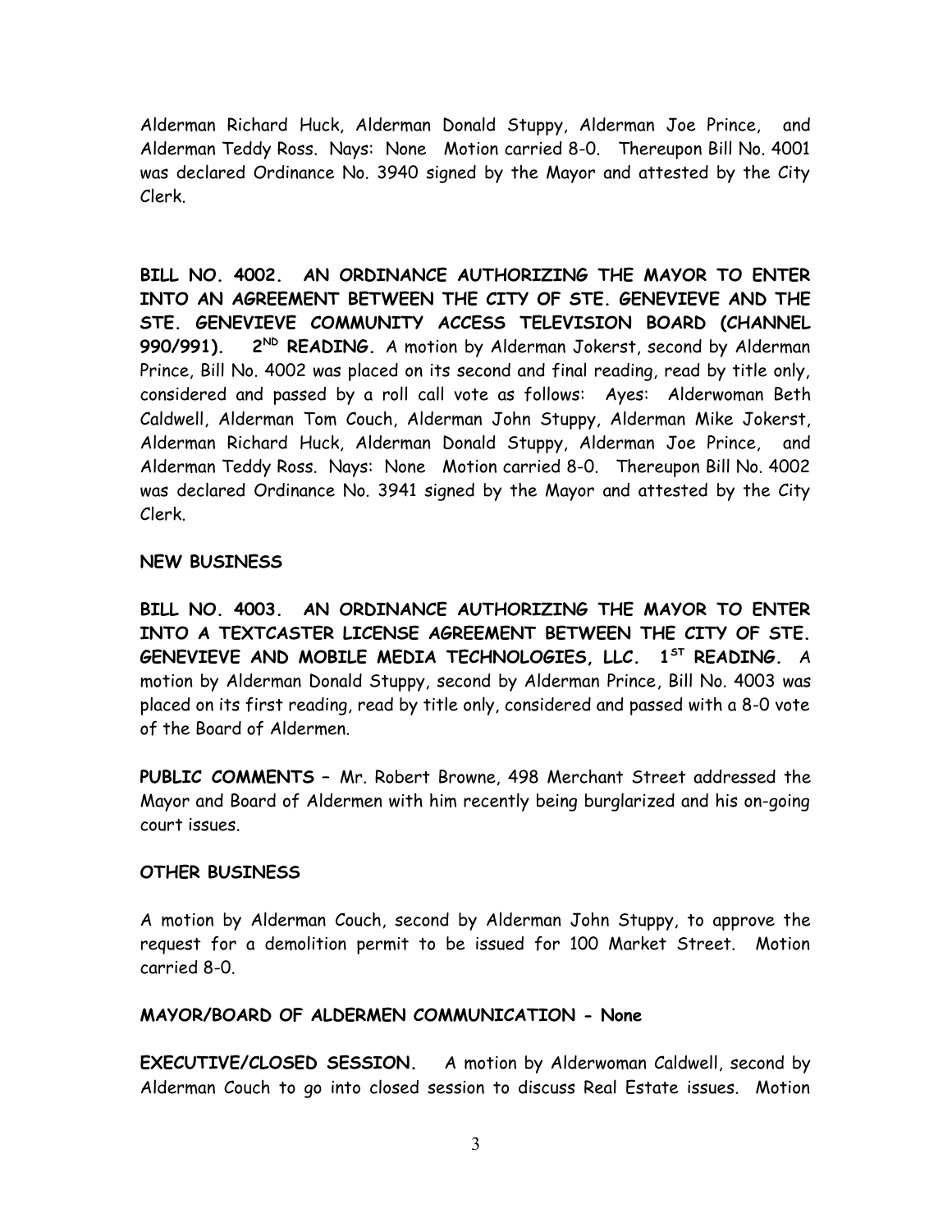Alderman Richard Huck, Alderman Donald Stuppy, Alderman Joe Prince, and Alderman Teddy Ross. Nays: None Motion carried 8-0. Thereupon Bill No. 4001 was declared Ordinance No. 3940 signed by the Mayor and attested by the City Clerk.

**BILL NO. 4002. AN ORDINANCE AUTHORIZING THE MAYOR TO ENTER INTO AN AGREEMENT BETWEEN THE CITY OF STE. GENEVIEVE AND THE STE. GENEVIEVE COMMUNITY ACCESS TELEVISION BOARD (CHANNEL 990/991). 2ND READING.** A motion by Alderman Jokerst, second by Alderman Prince, Bill No. 4002 was placed on its second and final reading, read by title only, considered and passed by a roll call vote as follows: Ayes: Alderwoman Beth Caldwell, Alderman Tom Couch, Alderman John Stuppy, Alderman Mike Jokerst, Alderman Richard Huck, Alderman Donald Stuppy, Alderman Joe Prince, and Alderman Teddy Ross. Nays: None Motion carried 8-0. Thereupon Bill No. 4002 was declared Ordinance No. 3941 signed by the Mayor and attested by the City Clerk.

**NEW BUSINESS**

**BILL NO. 4003. AN ORDINANCE AUTHORIZING THE MAYOR TO ENTER INTO A TEXTCASTER LICENSE AGREEMENT BETWEEN THE CITY OF STE. GENEVIEVE AND MOBILE MEDIA TECHNOLOGIES, LLC. 1ST READING.** A motion by Alderman Donald Stuppy, second by Alderman Prince, Bill No. 4003 was placed on its first reading, read by title only, considered and passed with a 8-0 vote of the Board of Aldermen.

**PUBLIC COMMENTS** – Mr. Robert Browne, 498 Merchant Street addressed the Mayor and Board of Aldermen with him recently being burglarized and his on-going court issues.

**OTHER BUSINESS**

A motion by Alderman Couch, second by Alderman John Stuppy, to approve the request for a demolition permit to be issued for 100 Market Street. Motion carried 8-0.

**MAYOR/BOARD OF ALDERMEN COMMUNICATION - None**

**EXECUTIVE/CLOSED SESSION.** A motion by Alderwoman Caldwell, second by Alderman Couch to go into closed session to discuss Real Estate issues. Motion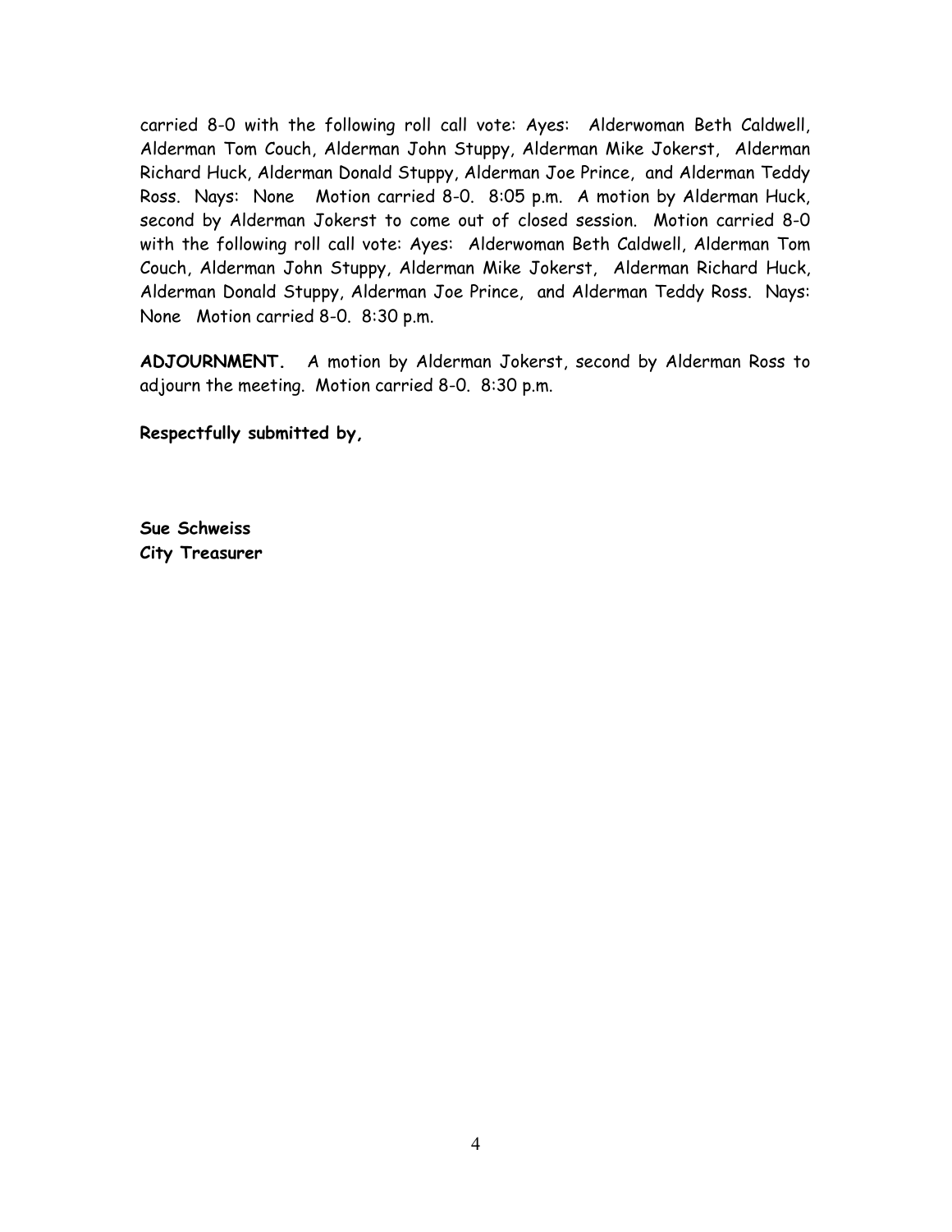carried 8-0 with the following roll call vote: Ayes: Alderwoman Beth Caldwell, Alderman Tom Couch, Alderman John Stuppy, Alderman Mike Jokerst, Alderman Richard Huck, Alderman Donald Stuppy, Alderman Joe Prince, and Alderman Teddy Ross. Nays: None Motion carried 8-0. 8:05 p.m. A motion by Alderman Huck, second by Alderman Jokerst to come out of closed session. Motion carried 8-0 with the following roll call vote: Ayes: Alderwoman Beth Caldwell, Alderman Tom Couch, Alderman John Stuppy, Alderman Mike Jokerst, Alderman Richard Huck, Alderman Donald Stuppy, Alderman Joe Prince, and Alderman Teddy Ross. Nays: None Motion carried 8-0. 8:30 p.m.

**ADJOURNMENT.** A motion by Alderman Jokerst, second by Alderman Ross to adjourn the meeting. Motion carried 8-0. 8:30 p.m.

**Respectfully submitted by,**

**Sue Schweiss**
**City Treasurer**